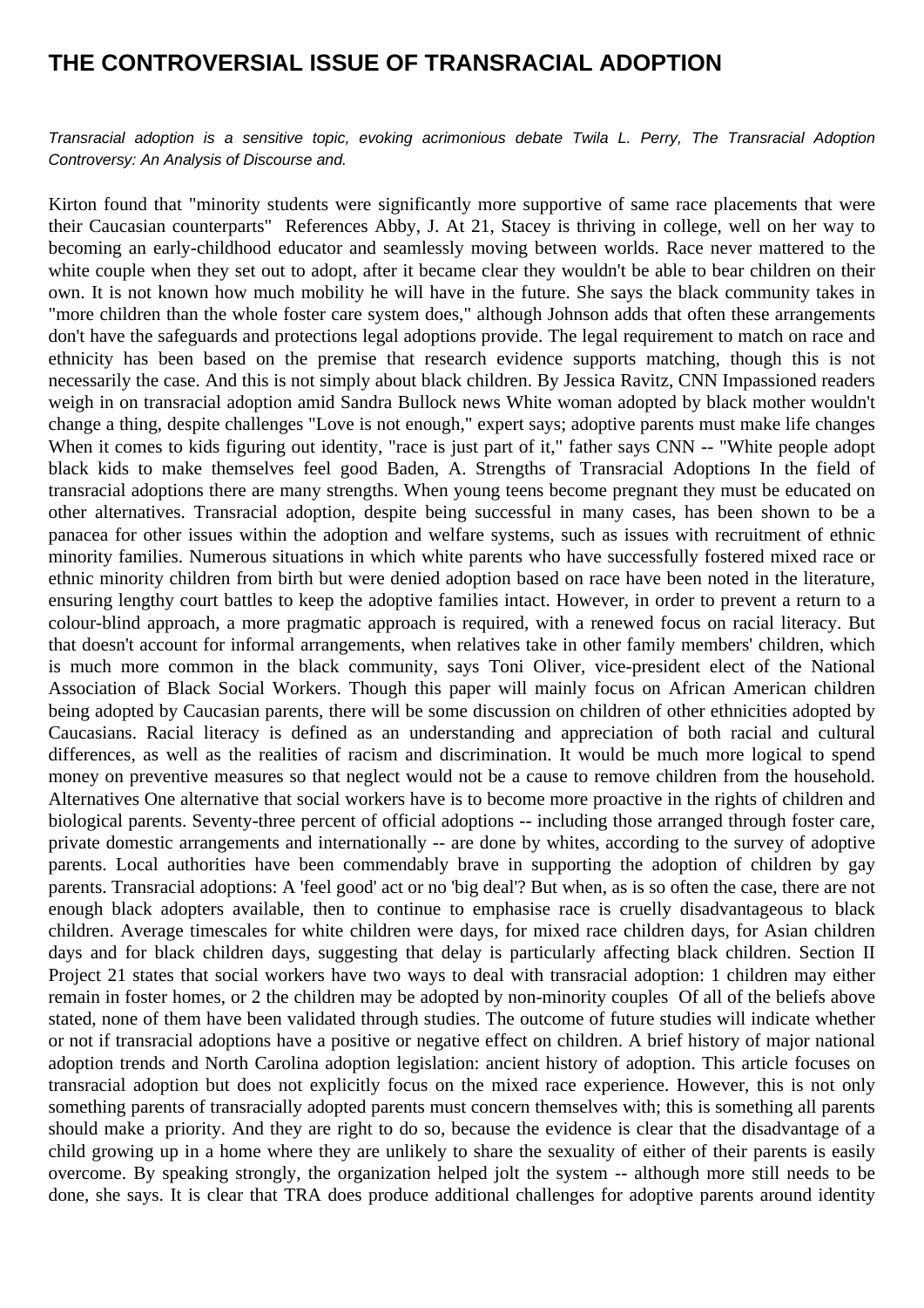# THE CONTROVERSIAL ISSUE OF TRANSRACIAL ADOPTION

*Transracial adoption is a sensitive topic, evoking acrimonious debate Twila L. Perry, The Transracial Adoption Controversy: An Analysis of Discourse and.*

Kirton found that "minority students were significantly more supportive of same race placements that were their Caucasian counterparts" References Abby, J. At 21, Stacey is thriving in college, well on her way to becoming an early-childhood educator and seamlessly moving between worlds. Race never mattered to the white couple when they set out to adopt, after it became clear they wouldn't be able to bear children on their own. It is not known how much mobility he will have in the future. She says the black community takes in "more children than the whole foster care system does," although Johnson adds that often these arrangements don't have the safeguards and protections legal adoptions provide. The legal requirement to match on race and ethnicity has been based on the premise that research evidence supports matching, though this is not necessarily the case. And this is not simply about black children. By Jessica Ravitz, CNN Impassioned readers weigh in on transracial adoption amid Sandra Bullock news White woman adopted by black mother wouldn't change a thing, despite challenges "Love is not enough," expert says; adoptive parents must make life changes When it comes to kids figuring out identity, "race is just part of it," father says CNN -- "White people adopt black kids to make themselves feel good Baden, A. Strengths of Transracial Adoptions In the field of transracial adoptions there are many strengths. When young teens become pregnant they must be educated on other alternatives. Transracial adoption, despite being successful in many cases, has been shown to be a panacea for other issues within the adoption and welfare systems, such as issues with recruitment of ethnic minority families. Numerous situations in which white parents who have successfully fostered mixed race or ethnic minority children from birth but were denied adoption based on race have been noted in the literature, ensuring lengthy court battles to keep the adoptive families intact. However, in order to prevent a return to a colour-blind approach, a more pragmatic approach is required, with a renewed focus on racial literacy. But that doesn't account for informal arrangements, when relatives take in other family members' children, which is much more common in the black community, says Toni Oliver, vice-president elect of the National Association of Black Social Workers. Though this paper will mainly focus on African American children being adopted by Caucasian parents, there will be some discussion on children of other ethnicities adopted by Caucasians. Racial literacy is defined as an understanding and appreciation of both racial and cultural differences, as well as the realities of racism and discrimination. It would be much more logical to spend money on preventive measures so that neglect would not be a cause to remove children from the household. Alternatives One alternative that social workers have is to become more proactive in the rights of children and biological parents. Seventy-three percent of official adoptions -- including those arranged through foster care, private domestic arrangements and internationally -- are done by whites, according to the survey of adoptive parents. Local authorities have been commendably brave in supporting the adoption of children by gay parents. Transracial adoptions: A 'feel good' act or no 'big deal'? But when, as is so often the case, there are not enough black adopters available, then to continue to emphasise race is cruelly disadvantageous to black children. Average timescales for white children were days, for mixed race children days, for Asian children days and for black children days, suggesting that delay is particularly affecting black children. Section II Project 21 states that social workers have two ways to deal with transracial adoption: 1 children may either remain in foster homes, or 2 the children may be adopted by non-minority couples Of all of the beliefs above stated, none of them have been validated through studies. The outcome of future studies will indicate whether or not if transracial adoptions have a positive or negative effect on children. A brief history of major national adoption trends and North Carolina adoption legislation: ancient history of adoption. This article focuses on transracial adoption but does not explicitly focus on the mixed race experience. However, this is not only something parents of transracially adopted parents must concern themselves with; this is something all parents should make a priority. And they are right to do so, because the evidence is clear that the disadvantage of a child growing up in a home where they are unlikely to share the sexuality of either of their parents is easily overcome. By speaking strongly, the organization helped jolt the system -- although more still needs to be done, she says. It is clear that TRA does produce additional challenges for adoptive parents around identity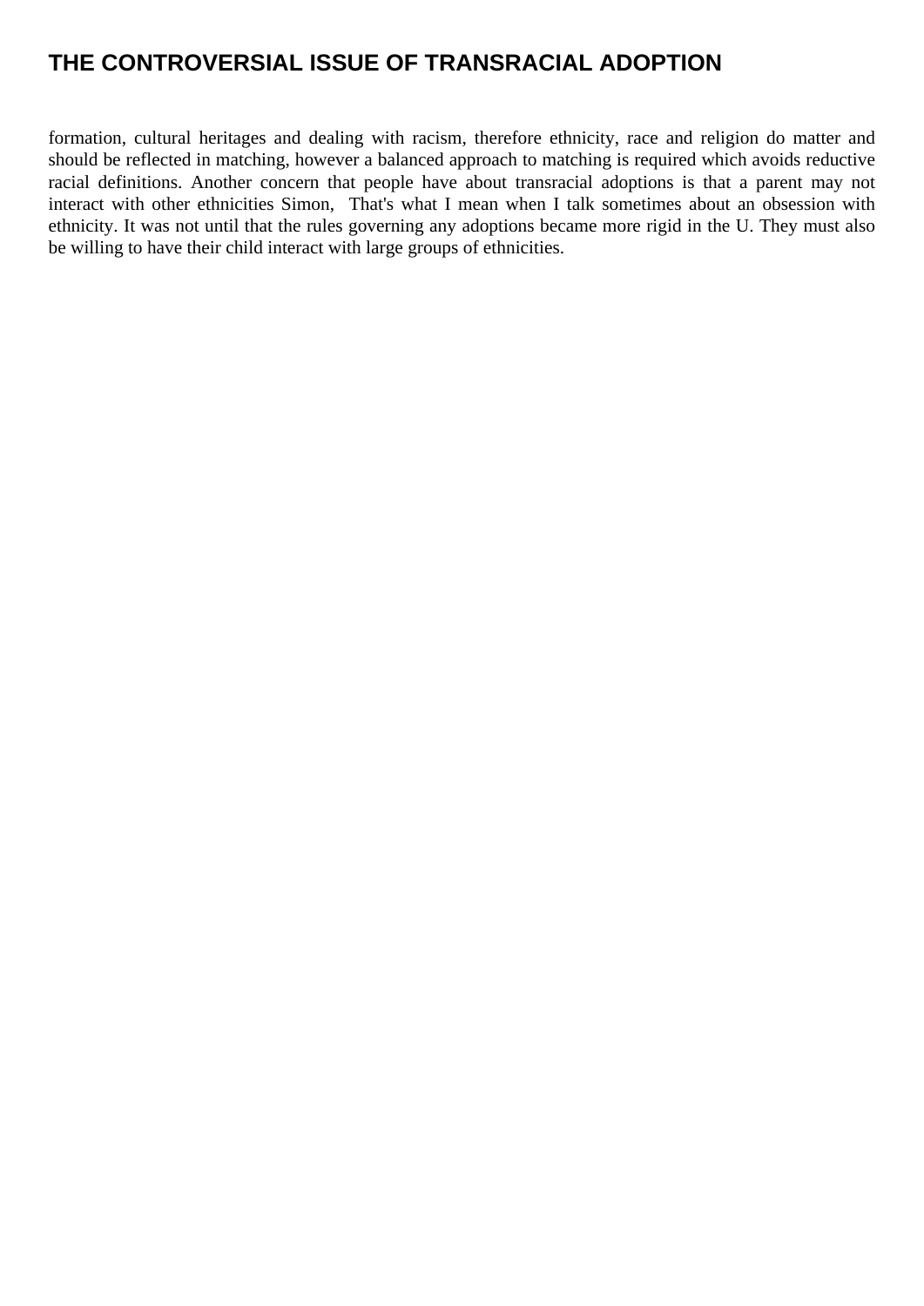formation, cultural heritages and dealing with racism, therefore ethnicity, race and religion do matter and should be reflected in matching, however a balanced approach to matching is required which avoids reductive racial definitions. Another concern that people have about transracial adoptions is that a parent may not interact with other ethnicities Simon,  That's what I mean when I talk sometimes about an obsession with ethnicity. It was not until that the rules governing any adoptions became more rigid in the U. They must also be willing to have their child interact with large groups of ethnicities.